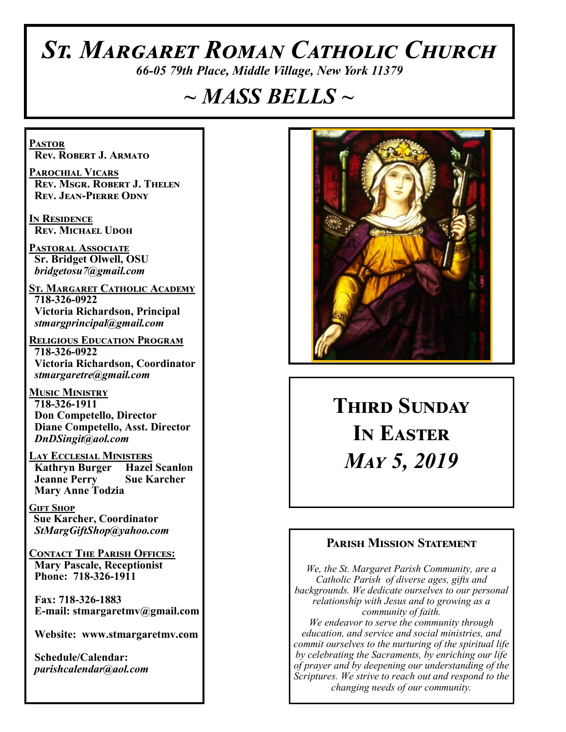# *St. Margaret Roman Catholic Church*

*66-05 79th Place, Middle Village, New York 11379*

# *~ MASS BELLS ~*

**Pastor**
Rev. Robert J. Armato

**Parochial Vicars**
Rev. Msgr. Robert J. Thelen
Rev. Jean-Pierre Odny

**In Residence**
Rev. Michael Udoh

**Pastoral Associate**
Sr. Bridget Olwell, OSU
*bridgetosu7@gmail.com*

**St. Margaret Catholic Academy**
718-326-0922
Victoria Richardson, Principal
*stmargprincipal@gmail.com*

**Religious Education Program**
718-326-0922
Victoria Richardson, Coordinator
*stmargaretre@gmail.com*

**Music Ministry**
718-326-1911
Don Competello, Director
Diane Competello, Asst. Director
*DnDSingit@aol.com*

**Lay Ecclesial Ministers**
Kathryn Burger
Hazel Scanlon
Jeanne Perry
Sue Karcher
Mary Anne Todzia

**Gift Shop**
Sue Karcher, Coordinator
*StMargGiftShop@yahoo.com*

**Contact The Parish Offices:**
Mary Pascale, Receptionist
Phone: 718-326-1911

Fax: 718-326-1883
E-mail: stmargaretmv@gmail.com

Website: www.stmargaretmv.com

Schedule/Calendar:
*parishcalendar@aol.com*

## Third Sunday In Easter
## *May 5, 2019*

### Parish Mission Statement

*We, the St. Margaret Parish Community, are a Catholic Parish of diverse ages, gifts and backgrounds. We dedicate ourselves to our personal relationship with Jesus and to growing as a community of faith.*
*We endeavor to serve the community through education, and service and social ministries, and commit ourselves to the nurturing of the spiritual life by celebrating the Sacraments, by enriching our life of prayer and by deepening our understanding of the Scriptures. We strive to reach out and respond to the changing needs of our community.*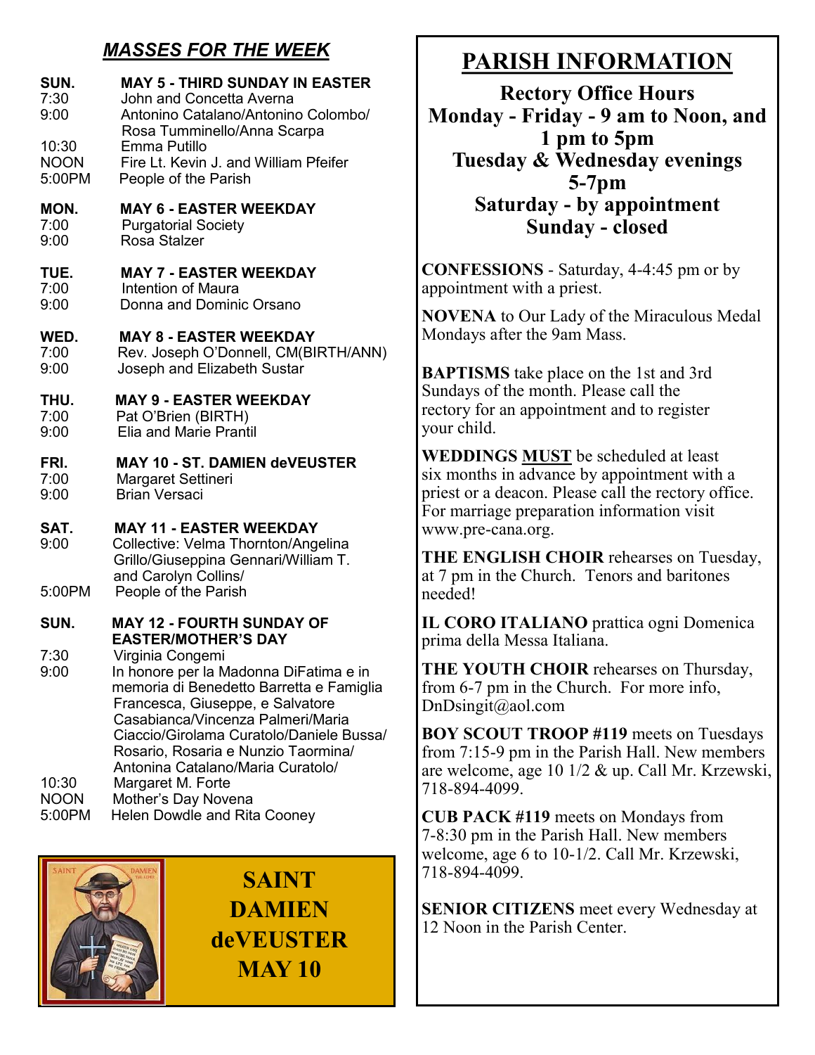## *MASSES FOR THE WEEK*

**SUN. MAY 5 - THIRD SUNDAY IN EASTER**

7:30 John and Concetta Averna
9:00 Antonino Catalano/Antonino Colombo/ Rosa Tumminello/Anna Scarpa
10:30 Emma Putillo
NOON Fire Lt. Kevin J. and William Pfeifer
5:00PM People of the Parish

**MON. MAY 6 - EASTER WEEKDAY**

7:00 Purgatorial Society
9:00 Rosa Stalzer

**TUE. MAY 7 - EASTER WEEKDAY**

7:00 Intention of Maura
9:00 Donna and Dominic Orsano

**WED. MAY 8 - EASTER WEEKDAY**

7:00 Rev. Joseph O'Donnell, CM(BIRTH/ANN)
9:00 Joseph and Elizabeth Sustar

**THU. MAY 9 - EASTER WEEKDAY**

7:00 Pat O'Brien (BIRTH)
9:00 Elia and Marie Prantil

**FRI. MAY 10 - ST. DAMIEN deVEUSTER**

7:00 Margaret Settineri
9:00 Brian Versaci

**SAT. MAY 11 - EASTER WEEKDAY**

9:00 Collective: Velma Thornton/Angelina Grillo/Giuseppina Gennari/William T. and Carolyn Collins/
5:00PM People of the Parish

**SUN. MAY 12 - FOURTH SUNDAY OF EASTER/MOTHER'S DAY**

7:30 Virginia Congemi
9:00 In honore per la Madonna DiFatima e in memoria di Benedetto Barretta e Famiglia Francesca, Giuseppe, e Salvatore Casabianca/Vincenza Palmeri/Maria Ciaccio/Girolama Curatolo/Daniele Bussa/ Rosario, Rosaria e Nunzio Taormina/ Antonina Catalano/Maria Curatolo/
10:30 Margaret M. Forte
NOON Mother's Day Novena
5:00PM Helen Dowdle and Rita Cooney

**SAINT DAMIEN deVEUSTER MAY 10**

## PARISH INFORMATION

**Rectory Office Hours**
**Monday - Friday - 9 am to Noon, and 1 pm to 5pm**
**Tuesday & Wednesday evenings 5-7pm**
**Saturday - by appointment**
**Sunday - closed**

**CONFESSIONS** - Saturday, 4-4:45 pm or by appointment with a priest.

**NOVENA** to Our Lady of the Miraculous Medal Mondays after the 9am Mass.

**BAPTISMS** take place on the 1st and 3rd Sundays of the month. Please call the rectory for an appointment and to register your child.

**WEDDINGS <u>MUST</u>** be scheduled at least six months in advance by appointment with a priest or a deacon. Please call the rectory office. For marriage preparation information visit www.pre-cana.org.

**THE ENGLISH CHOIR** rehearses on Tuesday, at 7 pm in the Church. Tenors and baritones needed!

**IL CORO ITALIANO** prattica ogni Domenica prima della Messa Italiana.

**THE YOUTH CHOIR** rehearses on Thursday, from 6-7 pm in the Church. For more info, DnDsingit@aol.com

**BOY SCOUT TROOP #119** meets on Tuesdays from 7:15-9 pm in the Parish Hall. New members are welcome, age 10 1/2 & up. Call Mr. Krzewski, 718-894-4099.

**CUB PACK #119** meets on Mondays from 7-8:30 pm in the Parish Hall. New members welcome, age 6 to 10-1/2. Call Mr. Krzewski, 718-894-4099.

**SENIOR CITIZENS** meet every Wednesday at 12 Noon in the Parish Center.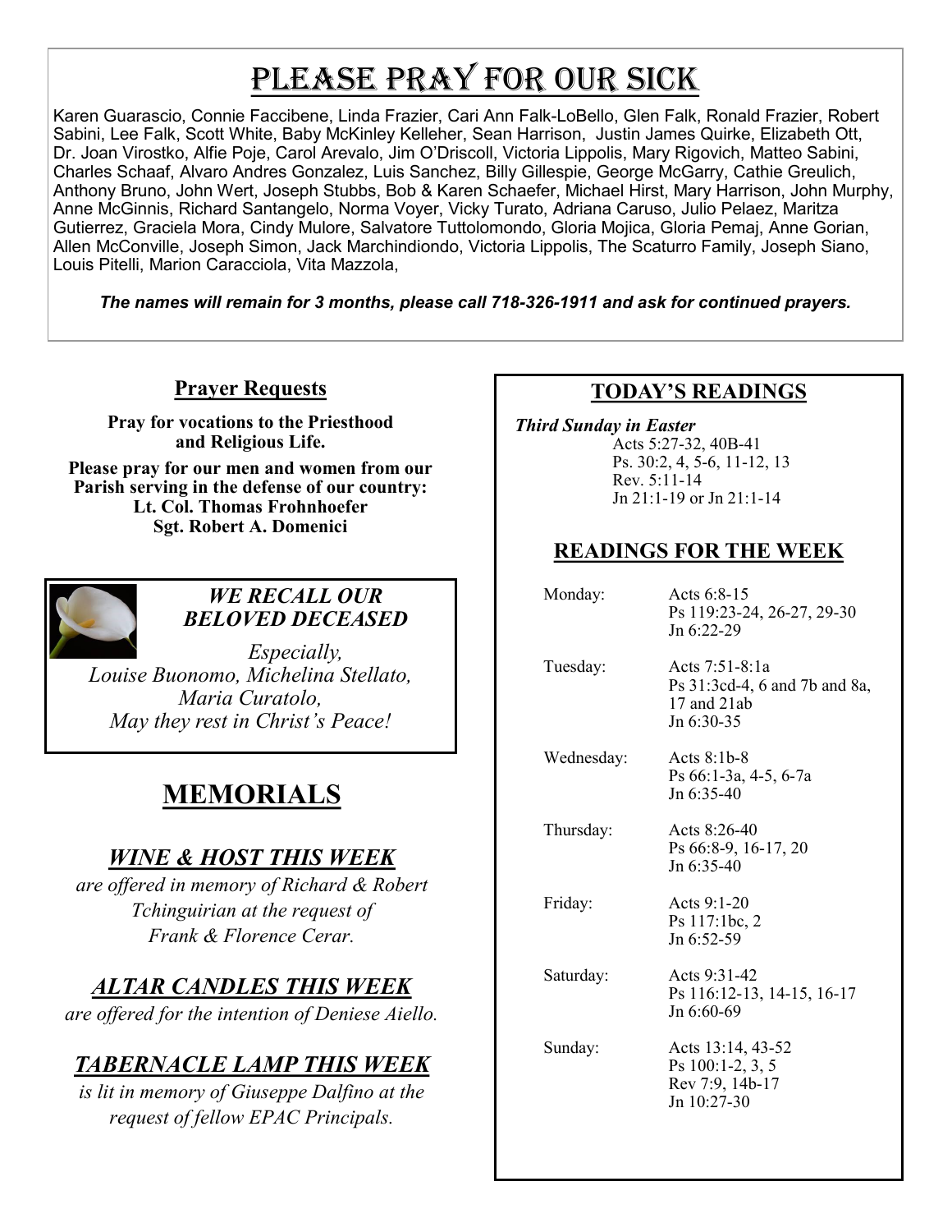# PLEASE PRAY FOR OUR SICK

Karen Guarascio, Connie Faccibene, Linda Frazier, Cari Ann Falk-LoBello, Glen Falk, Ronald Frazier, Robert Sabini, Lee Falk, Scott White, Baby McKinley Kelleher, Sean Harrison, Justin James Quirke, Elizabeth Ott, Dr. Joan Virostko, Alfie Poje, Carol Arevalo, Jim O'Driscoll, Victoria Lippolis, Mary Rigovich, Matteo Sabini, Charles Schaaf, Alvaro Andres Gonzalez, Luis Sanchez, Billy Gillespie, George McGarry, Cathie Greulich, Anthony Bruno, John Wert, Joseph Stubbs, Bob & Karen Schaefer, Michael Hirst, Mary Harrison, John Murphy, Anne McGinnis, Richard Santangelo, Norma Voyer, Vicky Turato, Adriana Caruso, Julio Pelaez, Maritza Gutierrez, Graciela Mora, Cindy Mulore, Salvatore Tuttolomondo, Gloria Mojica, Gloria Pemaj, Anne Gorian, Allen McConville, Joseph Simon, Jack Marchindiondo, Victoria Lippolis, The Scaturro Family, Joseph Siano, Louis Pitelli, Marion Caracciola, Vita Mazzola,

***The names will remain for 3 months, please call 718-326-1911 and ask for continued prayers.***

## Prayer Requests

**Pray for vocations to the Priesthood and Religious Life.**

**Please pray for our men and women from our Parish serving in the defense of our country:**
**Lt. Col. Thomas Frohnhoefer**
**Sgt. Robert A. Domenici**

### *WE RECALL OUR BELOVED DECEASED*

*Especially,*
*Louise Buonomo, Michelina Stellato, Maria Curatolo,*
*May they rest in Christ's Peace!*

# MEMORIALS

## *WINE & HOST THIS WEEK*

*are offered in memory of Richard & Robert Tchinguirian at the request of Frank & Florence Cerar.*

## *ALTAR CANDLES THIS WEEK*

*are offered for the intention of Deniese Aiello.*

## *TABERNACLE LAMP THIS WEEK*

*is lit in memory of Giuseppe Dalfino at the request of fellow EPAC Principals.*

## TODAY'S READINGS

***Third Sunday in Easter***
Acts 5:27-32, 40B-41
Ps. 30:2, 4, 5-6, 11-12, 13
Rev. 5:11-14
Jn 21:1-19 or Jn 21:1-14

## READINGS FOR THE WEEK

| | |
|---|---|
| Monday: | Acts 6:8-15<br>Ps 119:23-24, 26-27, 29-30<br>Jn 6:22-29 |
| Tuesday: | Acts 7:51-8:1a<br>Ps 31:3cd-4, 6 and 7b and 8a, 17 and 21ab<br>Jn 6:30-35 |
| Wednesday: | Acts 8:1b-8<br>Ps 66:1-3a, 4-5, 6-7a<br>Jn 6:35-40 |
| Thursday: | Acts 8:26-40<br>Ps 66:8-9, 16-17, 20<br>Jn 6:35-40 |
| Friday: | Acts 9:1-20<br>Ps 117:1bc, 2<br>Jn 6:52-59 |
| Saturday: | Acts 9:31-42<br>Ps 116:12-13, 14-15, 16-17<br>Jn 6:60-69 |
| Sunday: | Acts 13:14, 43-52<br>Ps 100:1-2, 3, 5<br>Rev 7:9, 14b-17<br>Jn 10:27-30 |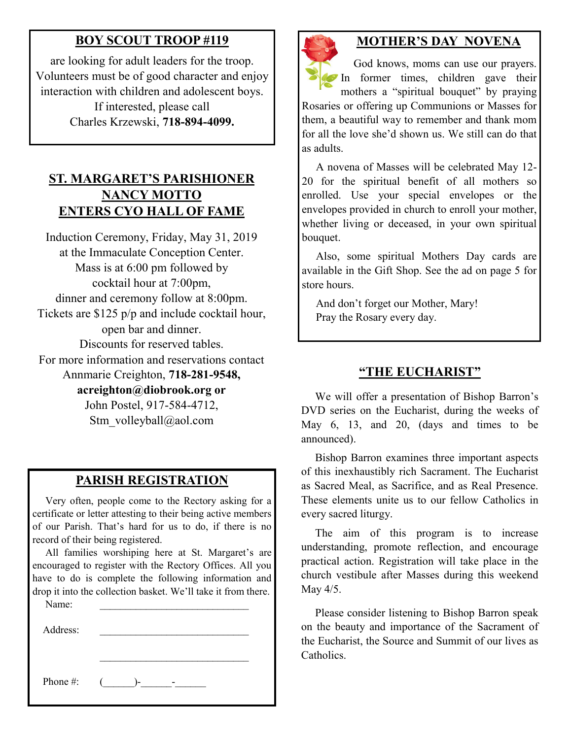## BOY SCOUT TROOP #119

are looking for adult leaders for the troop. Volunteers must be of good character and enjoy interaction with children and adolescent boys. If interested, please call Charles Krzewski, **718-894-4099.**

## ST. MARGARET'S PARISHIONER NANCY MOTTO ENTERS CYO HALL OF FAME

Induction Ceremony, Friday, May 31, 2019
at the Immaculate Conception Center.
Mass is at 6:00 pm followed by
cocktail hour at 7:00pm,
dinner and ceremony follow at 8:00pm.
Tickets are $125 p/p and include cocktail hour,
open bar and dinner.
Discounts for reserved tables.
For more information and reservations contact
Annmarie Creighton, **718-281-9548,**
**acreighton@diobrook.org or**
John Postel, 917-584-4712,
Stm_volleyball@aol.com

## PARISH REGISTRATION

Very often, people come to the Rectory asking for a certificate or letter attesting to their being active members of our Parish. That's hard for us to do, if there is no record of their being registered.

All families worshiping here at St. Margaret's are encouraged to register with the Rectory Offices. All you have to do is complete the following information and drop it into the collection basket. We'll take it from there.

Name: ______________________________

Address: ______________________________

______________________________

Phone #: (______)-______-______

## MOTHER'S DAY NOVENA

God knows, moms can use our prayers. In former times, children gave their mothers a "spiritual bouquet" by praying Rosaries or offering up Communions or Masses for them, a beautiful way to remember and thank mom for all the love she'd shown us. We still can do that as adults.

A novena of Masses will be celebrated May 12-20 for the spiritual benefit of all mothers so enrolled. Use your special envelopes or the envelopes provided in church to enroll your mother, whether living or deceased, in your own spiritual bouquet.

Also, some spiritual Mothers Day cards are available in the Gift Shop. See the ad on page 5 for store hours.

And don't forget our Mother, Mary!
Pray the Rosary every day.

## "THE EUCHARIST"

We will offer a presentation of Bishop Barron's DVD series on the Eucharist, during the weeks of May 6, 13, and 20, (days and times to be announced).

Bishop Barron examines three important aspects of this inexhaustibly rich Sacrament. The Eucharist as Sacred Meal, as Sacrifice, and as Real Presence. These elements unite us to our fellow Catholics in every sacred liturgy.

The aim of this program is to increase understanding, promote reflection, and encourage practical action. Registration will take place in the church vestibule after Masses during this weekend May 4/5.

Please consider listening to Bishop Barron speak on the beauty and importance of the Sacrament of the Eucharist, the Source and Summit of our lives as Catholics.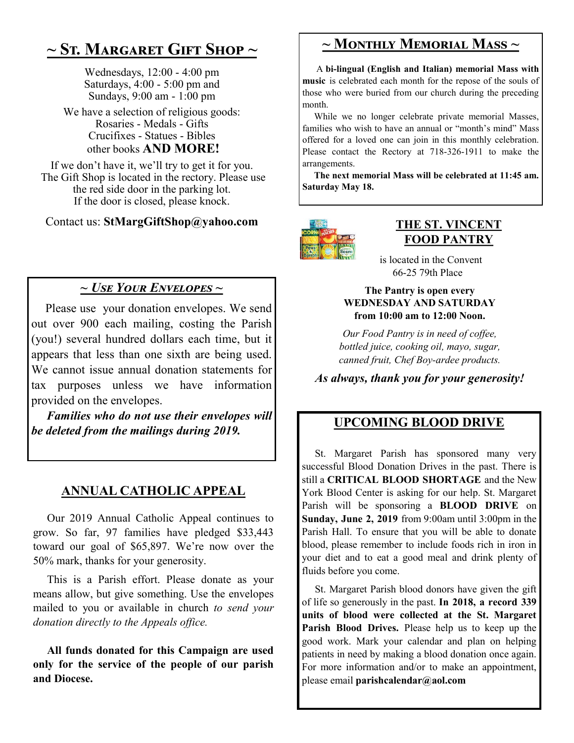## ~ St. Margaret Gift Shop ~

Wednesdays, 12:00 - 4:00 pm
Saturdays, 4:00 - 5:00 pm and
Sundays, 9:00 am - 1:00 pm

We have a selection of religious goods:
Rosaries - Medals - Gifts
Crucifixes - Statues - Bibles
other books **AND MORE!**

If we don't have it, we'll try to get it for you.
The Gift Shop is located in the rectory. Please use the red side door in the parking lot.
If the door is closed, please knock.

Contact us: **StMargGiftShop@yahoo.com**

## ~ *Use Your Envelopes* ~

Please use your donation envelopes. We send out over 900 each mailing, costing the Parish (you!) several hundred dollars each time, but it appears that less than one sixth are being used. We cannot issue annual donation statements for tax purposes unless we have information provided on the envelopes.

***Families who do not use their envelopes will be deleted from the mailings during 2019.***

## ANNUAL CATHOLIC APPEAL

Our 2019 Annual Catholic Appeal continues to grow. So far, 97 families have pledged $33,443 toward our goal of $65,897. We're now over the 50% mark, thanks for your generosity.

This is a Parish effort. Please donate as your means allow, but give something. Use the envelopes mailed to you or available in church *to send your donation directly to the Appeals office.*

**All funds donated for this Campaign are used only for the service of the people of our parish and Diocese.**

## ~ Monthly Memorial Mass ~

A **bi-lingual (English and Italian) memorial Mass with music** is celebrated each month for the repose of the souls of those who were buried from our church during the preceding month.

While we no longer celebrate private memorial Masses, families who wish to have an annual or "month's mind" Mass offered for a loved one can join in this monthly celebration. Please contact the Rectory at 718-326-1911 to make the arrangements.

**The next memorial Mass will be celebrated at 11:45 am. Saturday May 18.**

## THE ST. VINCENT FOOD PANTRY

is located in the Convent
66-25 79th Place

**The Pantry is open every WEDNESDAY AND SATURDAY from 10:00 am to 12:00 Noon.**

*Our Food Pantry is in need of coffee, bottled juice, cooking oil, mayo, sugar, canned fruit, Chef Boy-ardee products.*

***As always, thank you for your generosity!***

## UPCOMING BLOOD DRIVE

St. Margaret Parish has sponsored many very successful Blood Donation Drives in the past. There is still a **CRITICAL BLOOD SHORTAGE** and the New York Blood Center is asking for our help. St. Margaret Parish will be sponsoring a **BLOOD DRIVE** on **Sunday, June 2, 2019** from 9:00am until 3:00pm in the Parish Hall. To ensure that you will be able to donate blood, please remember to include foods rich in iron in your diet and to eat a good meal and drink plenty of fluids before you come.

St. Margaret Parish blood donors have given the gift of life so generously in the past. **In 2018, a record 339 units of blood were collected at the St. Margaret Parish Blood Drives.** Please help us to keep up the good work. Mark your calendar and plan on helping patients in need by making a blood donation once again. For more information and/or to make an appointment, please email **parishcalendar@aol.com**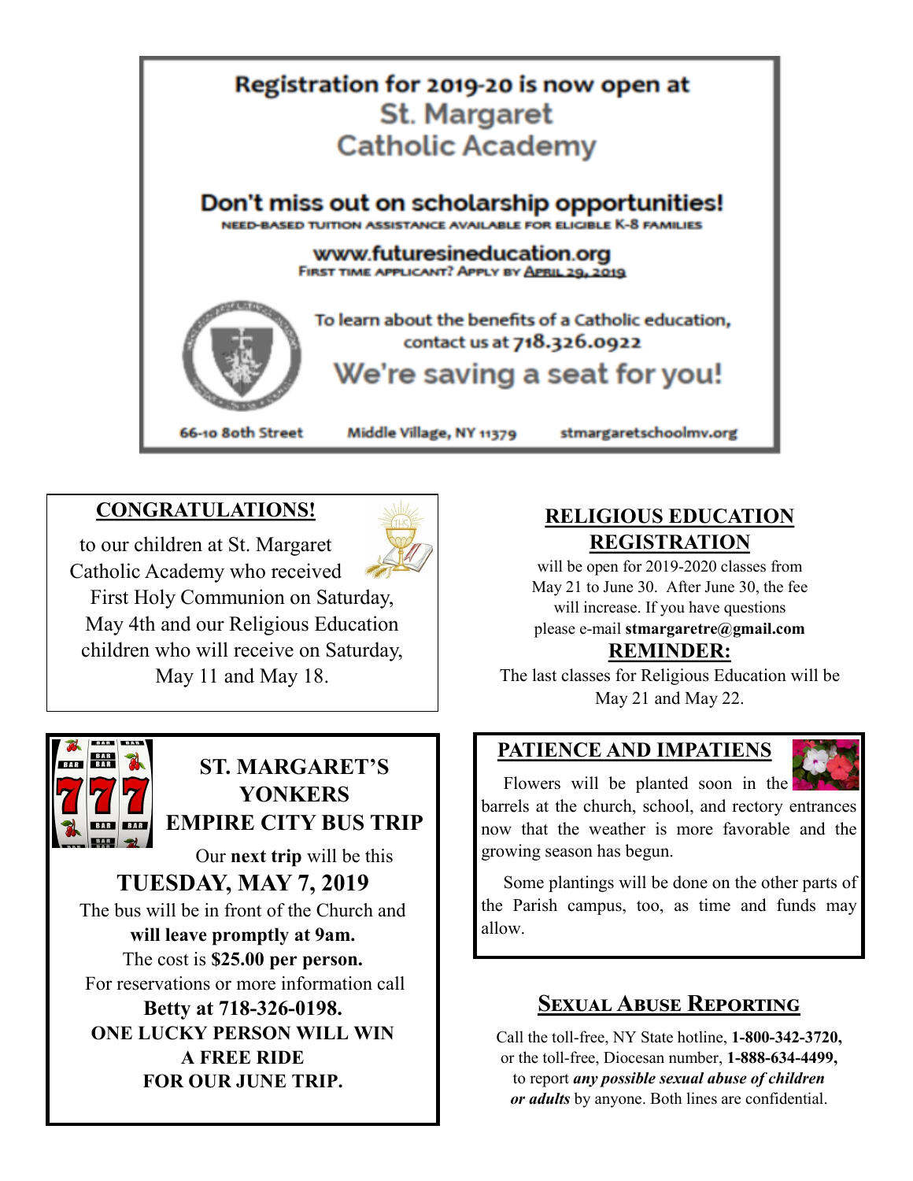## Registration for 2019-20 is now open at St. Margaret Catholic Academy

**Don't miss out on scholarship opportunities!**

NEED-BASED TUITION ASSISTANCE AVAILABLE FOR ELIGIBLE K-8 FAMILIES

**www.futuresineducation.org**

FIRST TIME APPLICANT? APPLY BY APRIL 29, 2019

To learn about the benefits of a Catholic education, contact us at 718.326.0922

We're saving a seat for you!

66-10 80th Street Middle Village, NY 11379 stmargaretschoolmv.org

## CONGRATULATIONS!

to our children at St. Margaret Catholic Academy who received First Holy Communion on Saturday, May 4th and our Religious Education children who will receive on Saturday, May 11 and May 18.

## RELIGIOUS EDUCATION REGISTRATION

will be open for 2019-2020 classes from May 21 to June 30. After June 30, the fee will increase. If you have questions please e-mail **stmargaretre@gmail.com**

**REMINDER:**

The last classes for Religious Education will be May 21 and May 22.

## ST. MARGARET'S YONKERS EMPIRE CITY BUS TRIP

Our **next trip** will be this

**TUESDAY, MAY 7, 2019**

The bus will be in front of the Church and **will leave promptly at 9am.**

The cost is **$25.00 per person.**

For reservations or more information call

**Betty at 718-326-0198.**

**ONE LUCKY PERSON WILL WIN A FREE RIDE FOR OUR JUNE TRIP.**

## PATIENCE AND IMPATIENS

Flowers will be planted soon in the barrels at the church, school, and rectory entrances now that the weather is more favorable and the growing season has begun.

Some plantings will be done on the other parts of the Parish campus, too, as time and funds may allow.

## SEXUAL ABUSE REPORTING

Call the toll-free, NY State hotline, **1-800-342-3720,** or the toll-free, Diocesan number, **1-888-634-4499,** to report ***any possible sexual abuse of children or adults*** by anyone. Both lines are confidential.